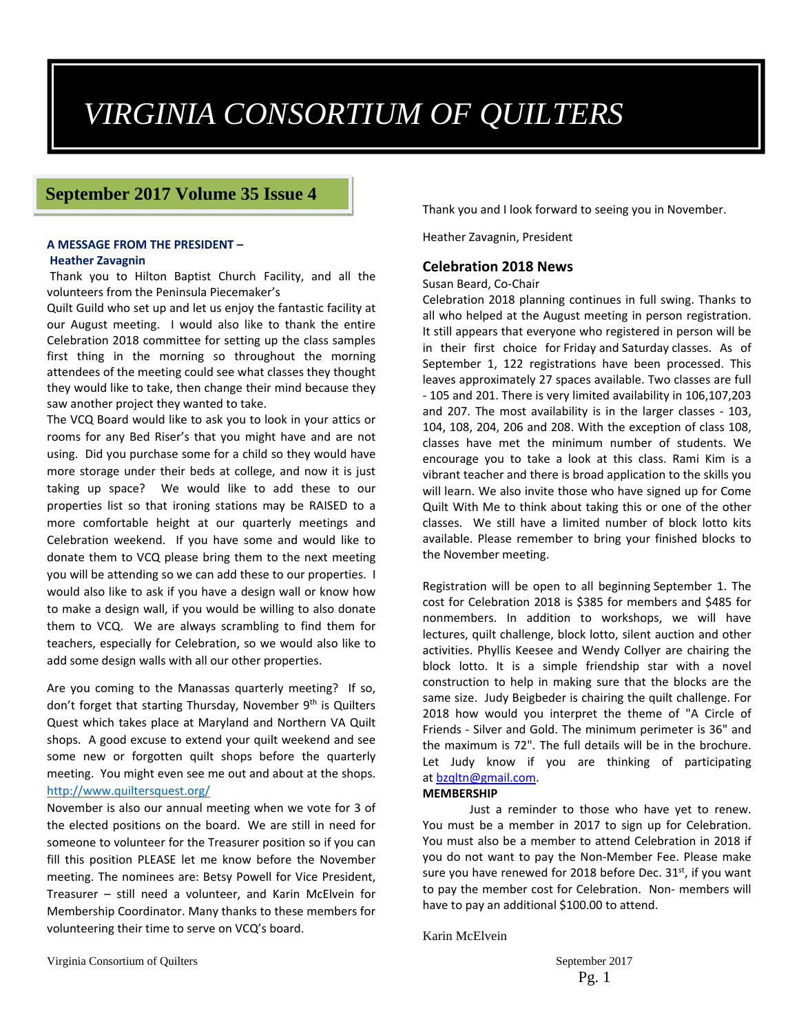# VIRGINIA CONSORTIUM OF QUILTERS

## September 2017 Volume 35 Issue 4

### A MESSAGE FROM THE PRESIDENT – Heather Zavagnin

Thank you to Hilton Baptist Church Facility, and all the volunteers from the Peninsula Piecemaker's Quilt Guild who set up and let us enjoy the fantastic facility at our August meeting. I would also like to thank the entire Celebration 2018 committee for setting up the class samples first thing in the morning so throughout the morning attendees of the meeting could see what classes they thought they would like to take, then change their mind because they saw another project they wanted to take.

The VCQ Board would like to ask you to look in your attics or rooms for any Bed Riser's that you might have and are not using. Did you purchase some for a child so they would have more storage under their beds at college, and now it is just taking up space? We would like to add these to our properties list so that ironing stations may be RAISED to a more comfortable height at our quarterly meetings and Celebration weekend. If you have some and would like to donate them to VCQ please bring them to the next meeting you will be attending so we can add these to our properties. I would also like to ask if you have a design wall or know how to make a design wall, if you would be willing to also donate them to VCQ. We are always scrambling to find them for teachers, especially for Celebration, so we would also like to add some design walls with all our other properties.

Are you coming to the Manassas quarterly meeting? If so, don't forget that starting Thursday, November 9th is Quilters Quest which takes place at Maryland and Northern VA Quilt shops. A good excuse to extend your quilt weekend and see some new or forgotten quilt shops before the quarterly meeting. You might even see me out and about at the shops. http://www.quiltersquest.org/

November is also our annual meeting when we vote for 3 of the elected positions on the board. We are still in need for someone to volunteer for the Treasurer position so if you can fill this position PLEASE let me know before the November meeting. The nominees are: Betsy Powell for Vice President, Treasurer – still need a volunteer, and Karin McElvein for Membership Coordinator. Many thanks to these members for volunteering their time to serve on VCQ's board.

Thank you and I look forward to seeing you in November.

Heather Zavagnin, President

### Celebration 2018 News

Susan Beard, Co-Chair

Celebration 2018 planning continues in full swing. Thanks to all who helped at the August meeting in person registration. It still appears that everyone who registered in person will be in their first choice for Friday and Saturday classes. As of September 1, 122 registrations have been processed. This leaves approximately 27 spaces available. Two classes are full - 105 and 201. There is very limited availability in 106,107,203 and 207. The most availability is in the larger classes - 103, 104, 108, 204, 206 and 208. With the exception of class 108, classes have met the minimum number of students. We encourage you to take a look at this class. Rami Kim is a vibrant teacher and there is broad application to the skills you will learn. We also invite those who have signed up for Come Quilt With Me to think about taking this or one of the other classes. We still have a limited number of block lotto kits available. Please remember to bring your finished blocks to the November meeting.

Registration will be open to all beginning September 1. The cost for Celebration 2018 is $385 for members and $485 for nonmembers. In addition to workshops, we will have lectures, quilt challenge, block lotto, silent auction and other activities. Phyllis Keesee and Wendy Collyer are chairing the block lotto. It is a simple friendship star with a novel construction to help in making sure that the blocks are the same size. Judy Beigbeder is chairing the quilt challenge. For 2018 how would you interpret the theme of "A Circle of Friends - Silver and Gold. The minimum perimeter is 36" and the maximum is 72". The full details will be in the brochure. Let Judy know if you are thinking of participating at bzqltn@gmail.com.

**MEMBERSHIP**

Just a reminder to those who have yet to renew. You must be a member in 2017 to sign up for Celebration. You must also be a member to attend Celebration in 2018 if you do not want to pay the Non-Member Fee. Please make sure you have renewed for 2018 before Dec. 31st, if you want to pay the member cost for Celebration. Non- members will have to pay an additional $100.00 to attend.

Karin McElvein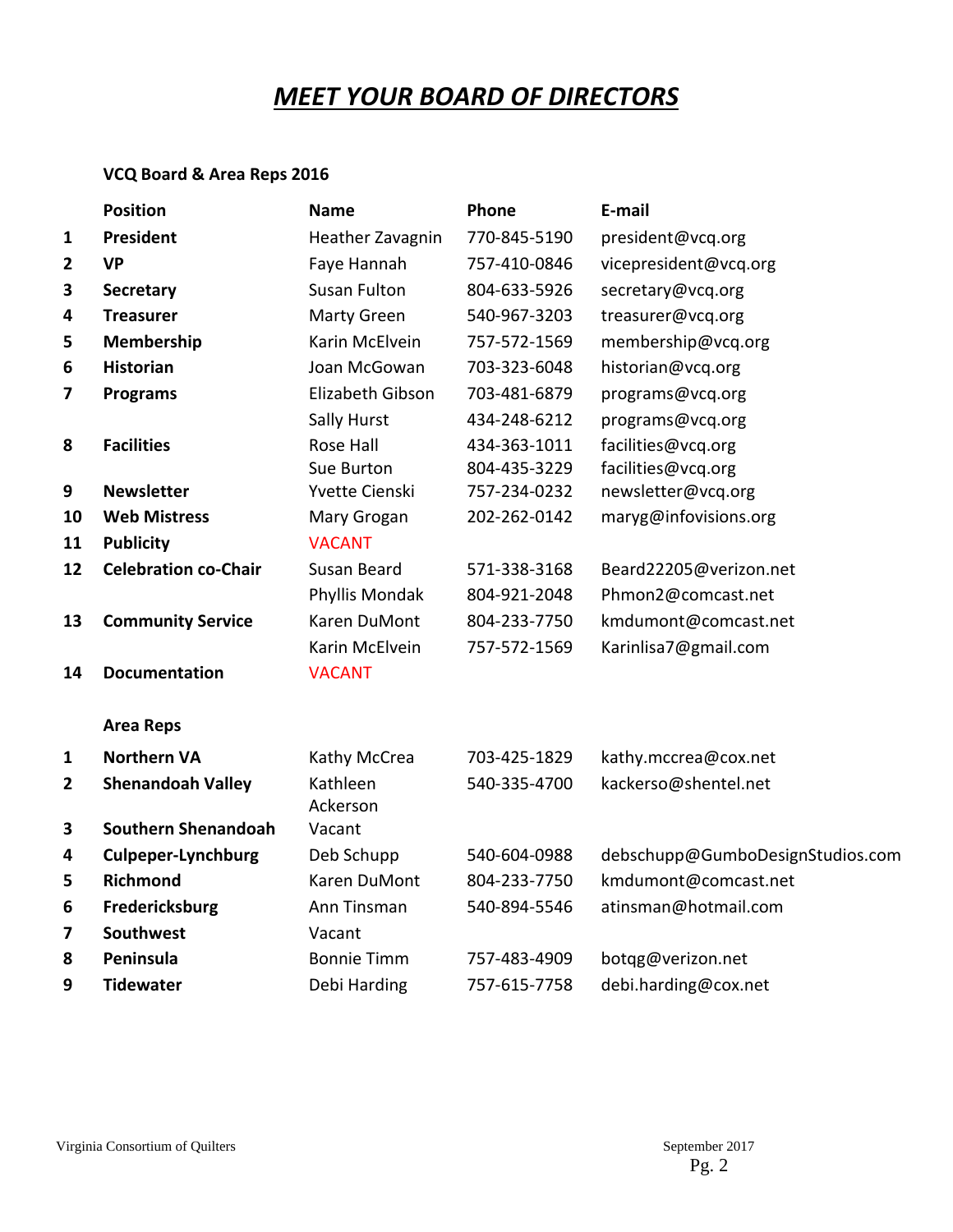# ***MEET YOUR BOARD OF DIRECTORS***

**VCQ Board & Area Reps 2016**

| | Position | Name | Phone | E-mail |
|---|---|---|---|---|
| **1** | **President** | Heather Zavagnin | 770-845-5190 | president@vcq.org |
| **2** | **VP** | Faye Hannah | 757-410-0846 | vicepresident@vcq.org |
| **3** | **Secretary** | Susan Fulton | 804-633-5926 | secretary@vcq.org |
| **4** | **Treasurer** | Marty Green | 540-967-3203 | treasurer@vcq.org |
| **5** | **Membership** | Karin McElvein | 757-572-1569 | membership@vcq.org |
| **6** | **Historian** | Joan McGowan | 703-323-6048 | historian@vcq.org |
| **7** | **Programs** | Elizabeth Gibson | 703-481-6879 | programs@vcq.org |
| | | Sally Hurst | 434-248-6212 | programs@vcq.org |
| **8** | **Facilities** | Rose Hall | 434-363-1011 | facilities@vcq.org |
| | | Sue Burton | 804-435-3229 | facilities@vcq.org |
| **9** | **Newsletter** | Yvette Cienski | 757-234-0232 | newsletter@vcq.org |
| **10** | **Web Mistress** | Mary Grogan | 202-262-0142 | maryg@infovisions.org |
| **11** | **Publicity** | VACANT | | |
| **12** | **Celebration co-Chair** | Susan Beard | 571-338-3168 | Beard22205@verizon.net |
| | | Phyllis Mondak | 804-921-2048 | Phmon2@comcast.net |
| **13** | **Community Service** | Karen DuMont | 804-233-7750 | kmdumont@comcast.net |
| | | Karin McElvein | 757-572-1569 | Karinlisa7@gmail.com |
| **14** | **Documentation** | VACANT | | |

**Area Reps**

| | Area | Name | Phone | E-mail |
|---|---|---|---|---|
| **1** | **Northern VA** | Kathy McCrea | 703-425-1829 | kathy.mccrea@cox.net |
| **2** | **Shenandoah Valley** | Kathleen Ackerson | 540-335-4700 | kackerso@shentel.net |
| **3** | **Southern Shenandoah** | Vacant | | |
| **4** | **Culpeper-Lynchburg** | Deb Schupp | 540-604-0988 | debschupp@GumboDesignStudios.com |
| **5** | **Richmond** | Karen DuMont | 804-233-7750 | kmdumont@comcast.net |
| **6** | **Fredericksburg** | Ann Tinsman | 540-894-5546 | atinsman@hotmail.com |
| **7** | **Southwest** | Vacant | | |
| **8** | **Peninsula** | Bonnie Timm | 757-483-4909 | botqg@verizon.net |
| **9** | **Tidewater** | Debi Harding | 757-615-7758 | debi.harding@cox.net |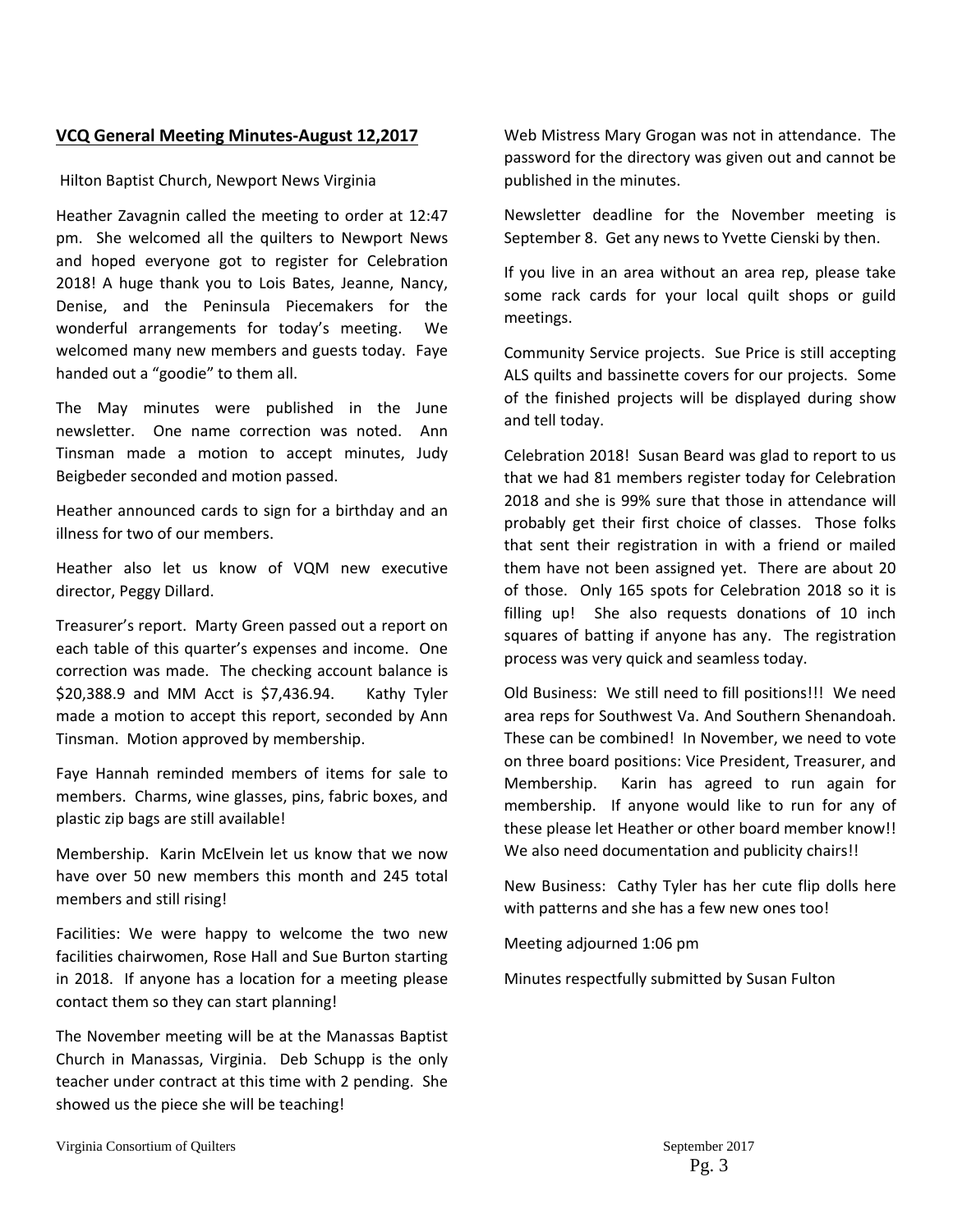## VCQ General Meeting Minutes-August 12,2017

Hilton Baptist Church, Newport News Virginia

Heather Zavagnin called the meeting to order at 12:47 pm. She welcomed all the quilters to Newport News and hoped everyone got to register for Celebration 2018! A huge thank you to Lois Bates, Jeanne, Nancy, Denise, and the Peninsula Piecemakers for the wonderful arrangements for today's meeting. We welcomed many new members and guests today. Faye handed out a "goodie" to them all.

The May minutes were published in the June newsletter. One name correction was noted. Ann Tinsman made a motion to accept minutes, Judy Beigbeder seconded and motion passed.

Heather announced cards to sign for a birthday and an illness for two of our members.

Heather also let us know of VQM new executive director, Peggy Dillard.

Treasurer's report. Marty Green passed out a report on each table of this quarter's expenses and income. One correction was made. The checking account balance is $20,388.9 and MM Acct is $7,436.94. Kathy Tyler made a motion to accept this report, seconded by Ann Tinsman. Motion approved by membership.

Faye Hannah reminded members of items for sale to members. Charms, wine glasses, pins, fabric boxes, and plastic zip bags are still available!

Membership. Karin McElvein let us know that we now have over 50 new members this month and 245 total members and still rising!

Facilities: We were happy to welcome the two new facilities chairwomen, Rose Hall and Sue Burton starting in 2018. If anyone has a location for a meeting please contact them so they can start planning!

The November meeting will be at the Manassas Baptist Church in Manassas, Virginia. Deb Schupp is the only teacher under contract at this time with 2 pending. She showed us the piece she will be teaching!

Web Mistress Mary Grogan was not in attendance. The password for the directory was given out and cannot be published in the minutes.

Newsletter deadline for the November meeting is September 8. Get any news to Yvette Cienski by then.

If you live in an area without an area rep, please take some rack cards for your local quilt shops or guild meetings.

Community Service projects. Sue Price is still accepting ALS quilts and bassinette covers for our projects. Some of the finished projects will be displayed during show and tell today.

Celebration 2018! Susan Beard was glad to report to us that we had 81 members register today for Celebration 2018 and she is 99% sure that those in attendance will probably get their first choice of classes. Those folks that sent their registration in with a friend or mailed them have not been assigned yet. There are about 20 of those. Only 165 spots for Celebration 2018 so it is filling up! She also requests donations of 10 inch squares of batting if anyone has any. The registration process was very quick and seamless today.

Old Business: We still need to fill positions!!! We need area reps for Southwest Va. And Southern Shenandoah. These can be combined! In November, we need to vote on three board positions: Vice President, Treasurer, and Membership. Karin has agreed to run again for membership. If anyone would like to run for any of these please let Heather or other board member know!! We also need documentation and publicity chairs!!

New Business: Cathy Tyler has her cute flip dolls here with patterns and she has a few new ones too!

Meeting adjourned 1:06 pm

Minutes respectfully submitted by Susan Fulton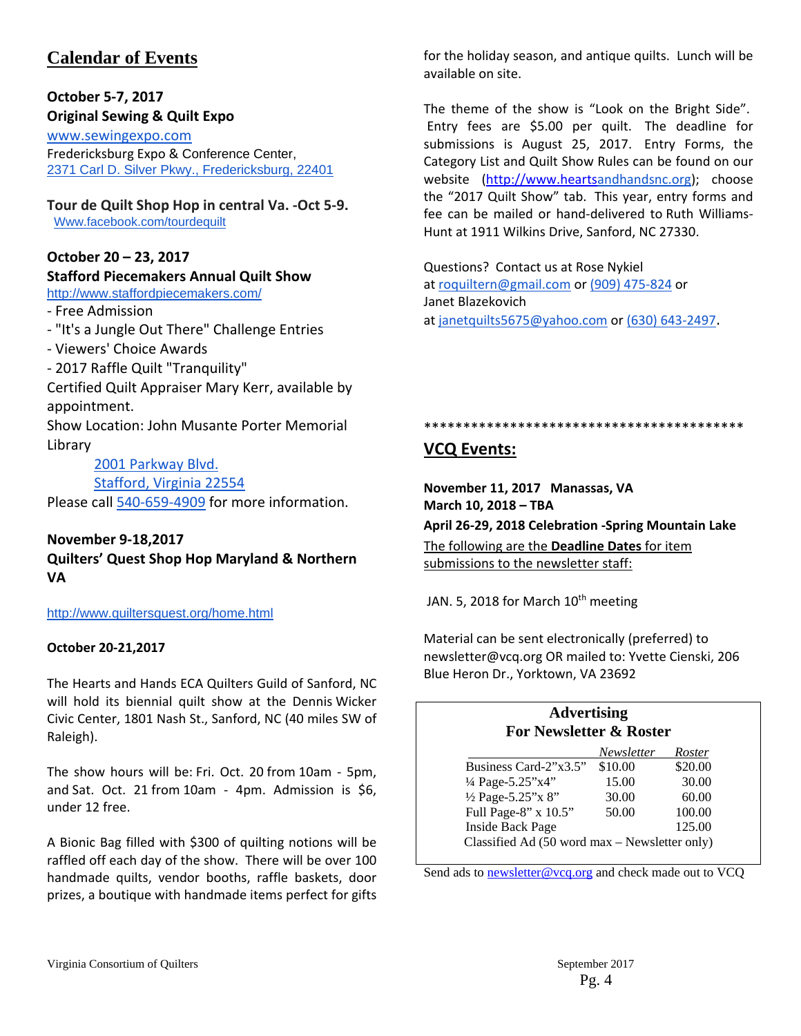## Calendar of Events

**October 5-7, 2017**
**Original Sewing & Quilt Expo**
www.sewingexpo.com
Fredericksburg Expo & Conference Center,
2371 Carl D. Silver Pkwy., Fredericksburg, 22401

**Tour de Quilt Shop Hop in central Va. -Oct 5-9.**
Www.facebook.com/tourdequilt

**October 20 – 23, 2017**
**Stafford Piecemakers Annual Quilt Show**
http://www.staffordpiecemakers.com/
- Free Admission
- "It's a Jungle Out There" Challenge Entries
- Viewers' Choice Awards
- 2017 Raffle Quilt "Tranquility"

Certified Quilt Appraiser Mary Kerr, available by appointment.
Show Location: John Musante Porter Memorial Library

2001 Parkway Blvd.
Stafford, Virginia 22554

Please call 540-659-4909 for more information.

**November 9-18,2017**
**Quilters' Quest Shop Hop Maryland & Northern VA**

http://www.quiltersquest.org/home.html

**October 20-21,2017**

The Hearts and Hands ECA Quilters Guild of Sanford, NC will hold its biennial quilt show at the Dennis Wicker Civic Center, 1801 Nash St., Sanford, NC (40 miles SW of Raleigh).

The show hours will be: Fri. Oct. 20 from 10am - 5pm, and Sat. Oct. 21 from 10am - 4pm. Admission is $6, under 12 free.

A Bionic Bag filled with $300 of quilting notions will be raffled off each day of the show. There will be over 100 handmade quilts, vendor booths, raffle baskets, door prizes, a boutique with handmade items perfect for gifts for the holiday season, and antique quilts. Lunch will be available on site.

The theme of the show is "Look on the Bright Side". Entry fees are $5.00 per quilt. The deadline for submissions is August 25, 2017. Entry Forms, the Category List and Quilt Show Rules can be found on our website (http://www.heartsandhandsnc.org); choose the "2017 Quilt Show" tab. This year, entry forms and fee can be mailed or hand-delivered to Ruth Williams-Hunt at 1911 Wilkins Drive, Sanford, NC 27330.

Questions? Contact us at Rose Nykiel at roquiltern@gmail.com or (909) 475-824 or Janet Blazekovich at janetquilts5675@yahoo.com or (630) 643-2497.

*****************************************

## VCQ Events:

**November 11, 2017 Manassas, VA**
**March 10, 2018 – TBA**
**April 26-29, 2018 Celebration -Spring Mountain Lake**

The following are the **Deadline Dates** for item submissions to the newsletter staff:

JAN. 5, 2018 for March 10th meeting

Material can be sent electronically (preferred) to newsletter@vcq.org OR mailed to: Yvette Cienski, 206 Blue Heron Dr., Yorktown, VA 23692

### Advertising For Newsletter & Roster

| | *Newsletter* | *Roster* |
|---|---|---|
| Business Card-2"x3.5" | $10.00 | $20.00 |
| ¼ Page-5.25"x4" | 15.00 | 30.00 |
| ½ Page-5.25"x 8" | 30.00 | 60.00 |
| Full Page-8" x 10.5" | 50.00 | 100.00 |
| Inside Back Page | | 125.00 |
| Classified Ad (50 word max – Newsletter only) | | |

Send ads to newsletter@vcq.org and check made out to VCQ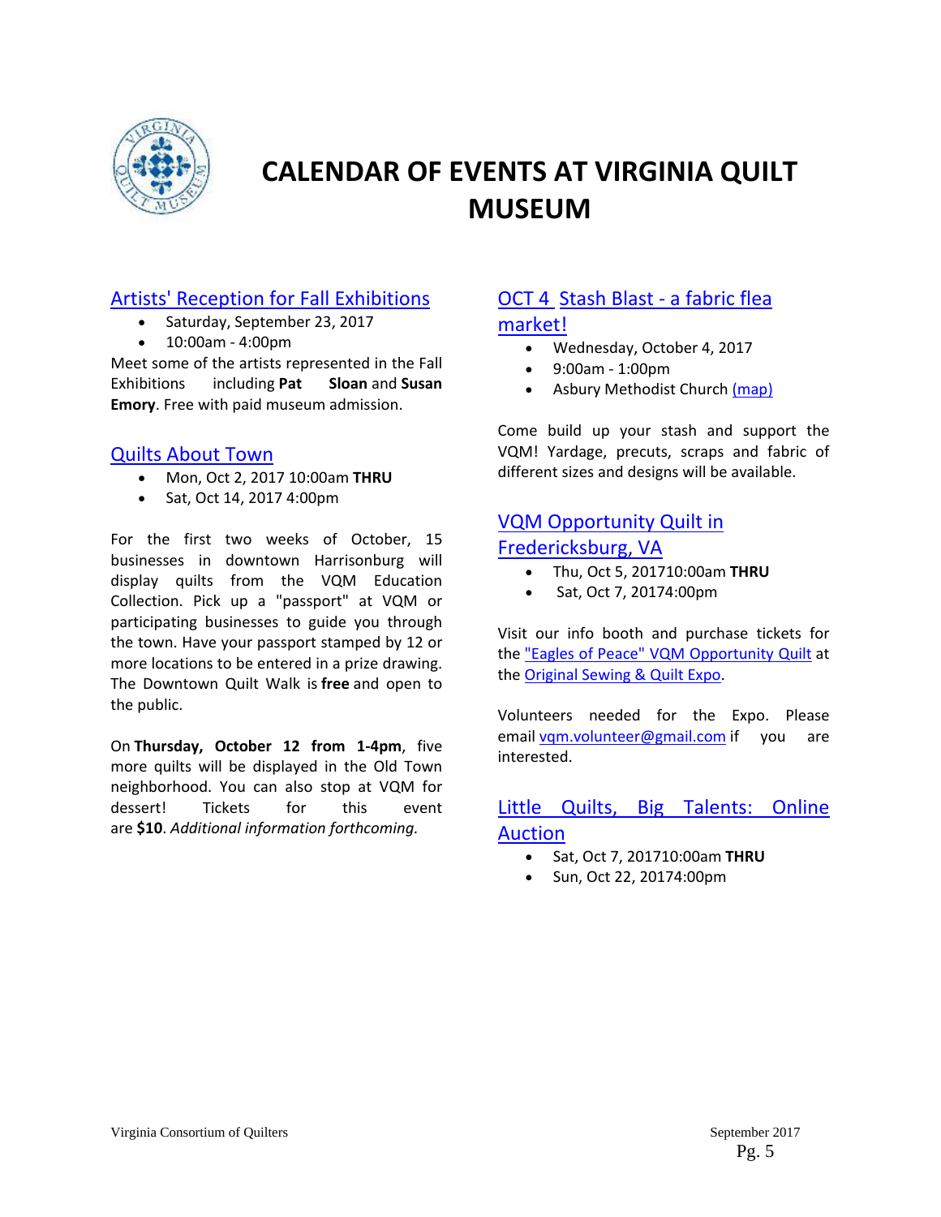# CALENDAR OF EVENTS AT VIRGINIA QUILT MUSEUM

## Artists' Reception for Fall Exhibitions

- Saturday, September 23, 2017
- 10:00am - 4:00pm

Meet some of the artists represented in the Fall Exhibitions including **Pat Sloan** and **Susan Emory**. Free with paid museum admission.

## Quilts About Town

- Mon, Oct 2, 2017 10:00am **THRU**
- Sat, Oct 14, 2017 4:00pm

For the first two weeks of October, 15 businesses in downtown Harrisonburg will display quilts from the VQM Education Collection. Pick up a "passport" at VQM or participating businesses to guide you through the town. Have your passport stamped by 12 or more locations to be entered in a prize drawing. The Downtown Quilt Walk is **free** and open to the public.

On **Thursday, October 12 from 1-4pm**, five more quilts will be displayed in the Old Town neighborhood. You can also stop at VQM for dessert! Tickets for this event are **$10**. *Additional information forthcoming.*

## OCT 4 Stash Blast - a fabric flea market!

- Wednesday, October 4, 2017
- 9:00am - 1:00pm
- Asbury Methodist Church (map)

Come build up your stash and support the VQM! Yardage, precuts, scraps and fabric of different sizes and designs will be available.

## VQM Opportunity Quilt in Fredericksburg, VA

- Thu, Oct 5, 201710:00am **THRU**
- Sat, Oct 7, 20174:00pm

Visit our info booth and purchase tickets for the "Eagles of Peace" VQM Opportunity Quilt at the Original Sewing & Quilt Expo.

Volunteers needed for the Expo. Please email vqm.volunteer@gmail.com if you are interested.

## Little Quilts, Big Talents: Online Auction

- Sat, Oct 7, 201710:00am **THRU**
- Sun, Oct 22, 20174:00pm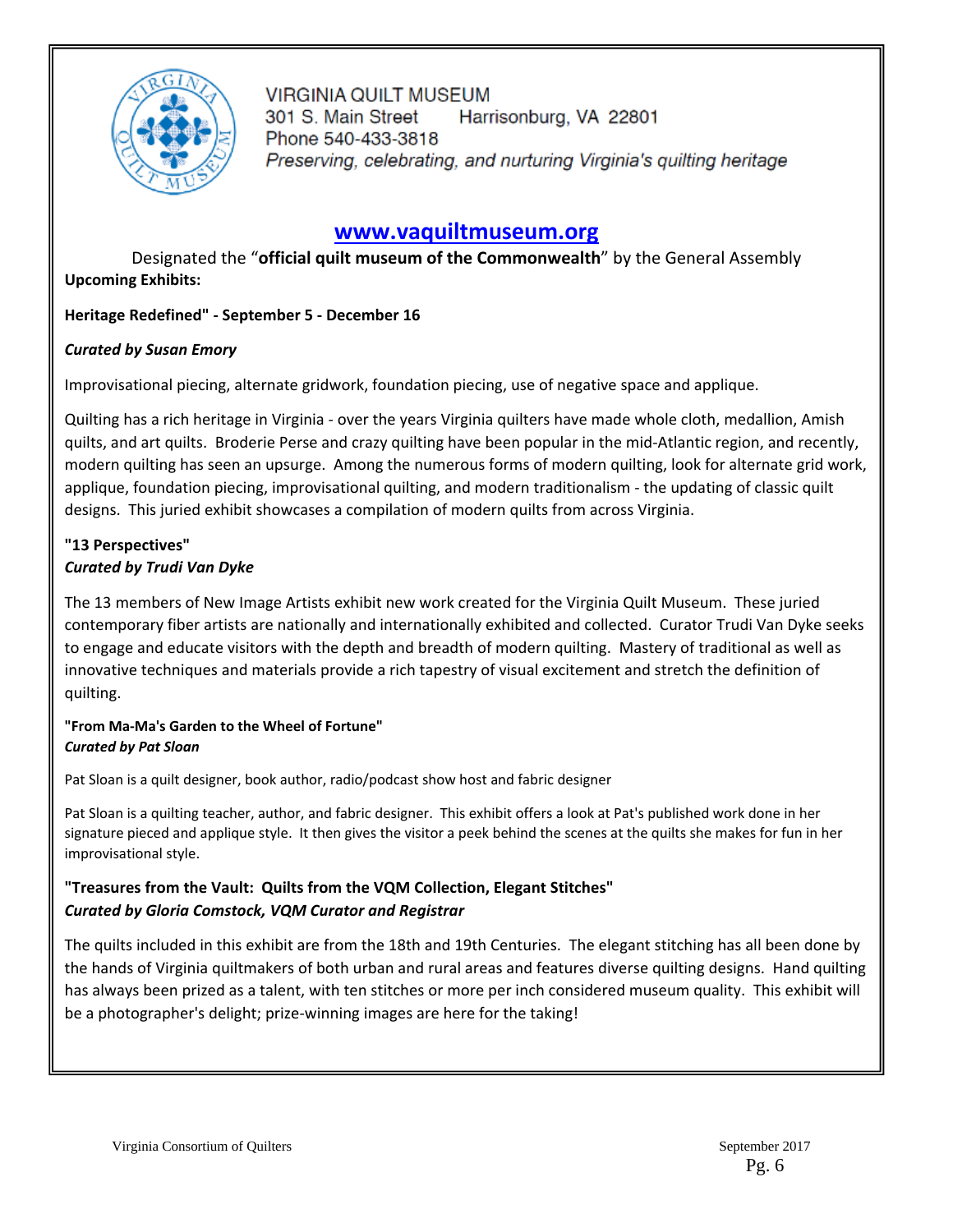VIRGINIA QUILT MUSEUM
301 S. Main Street Harrisonburg, VA 22801
Phone 540-433-3818
*Preserving, celebrating, and nurturing Virginia's quilting heritage*

**[www.vaquiltmuseum.org](http://www.vaquiltmuseum.org)**

Designated the "**official quilt museum of the Commonwealth**" by the General Assembly

**Upcoming Exhibits:**

**Heritage Redefined" - September 5 - December 16**

***Curated by Susan Emory***

Improvisational piecing, alternate gridwork, foundation piecing, use of negative space and applique.

Quilting has a rich heritage in Virginia - over the years Virginia quilters have made whole cloth, medallion, Amish quilts, and art quilts. Broderie Perse and crazy quilting have been popular in the mid-Atlantic region, and recently, modern quilting has seen an upsurge. Among the numerous forms of modern quilting, look for alternate grid work, applique, foundation piecing, improvisational quilting, and modern traditionalism - the updating of classic quilt designs. This juried exhibit showcases a compilation of modern quilts from across Virginia.

**"13 Perspectives"**
***Curated by Trudi Van Dyke***

The 13 members of New Image Artists exhibit new work created for the Virginia Quilt Museum. These juried contemporary fiber artists are nationally and internationally exhibited and collected. Curator Trudi Van Dyke seeks to engage and educate visitors with the depth and breadth of modern quilting. Mastery of traditional as well as innovative techniques and materials provide a rich tapestry of visual excitement and stretch the definition of quilting.

**"From Ma-Ma's Garden to the Wheel of Fortune"**
***Curated by Pat Sloan***

Pat Sloan is a quilt designer, book author, radio/podcast show host and fabric designer

Pat Sloan is a quilting teacher, author, and fabric designer. This exhibit offers a look at Pat's published work done in her signature pieced and applique style. It then gives the visitor a peek behind the scenes at the quilts she makes for fun in her improvisational style.

**"Treasures from the Vault: Quilts from the VQM Collection, Elegant Stitches"**
***Curated by Gloria Comstock, VQM Curator and Registrar***

The quilts included in this exhibit are from the 18th and 19th Centuries. The elegant stitching has all been done by the hands of Virginia quiltmakers of both urban and rural areas and features diverse quilting designs. Hand quilting has always been prized as a talent, with ten stitches or more per inch considered museum quality. This exhibit will be a photographer's delight; prize-winning images are here for the taking!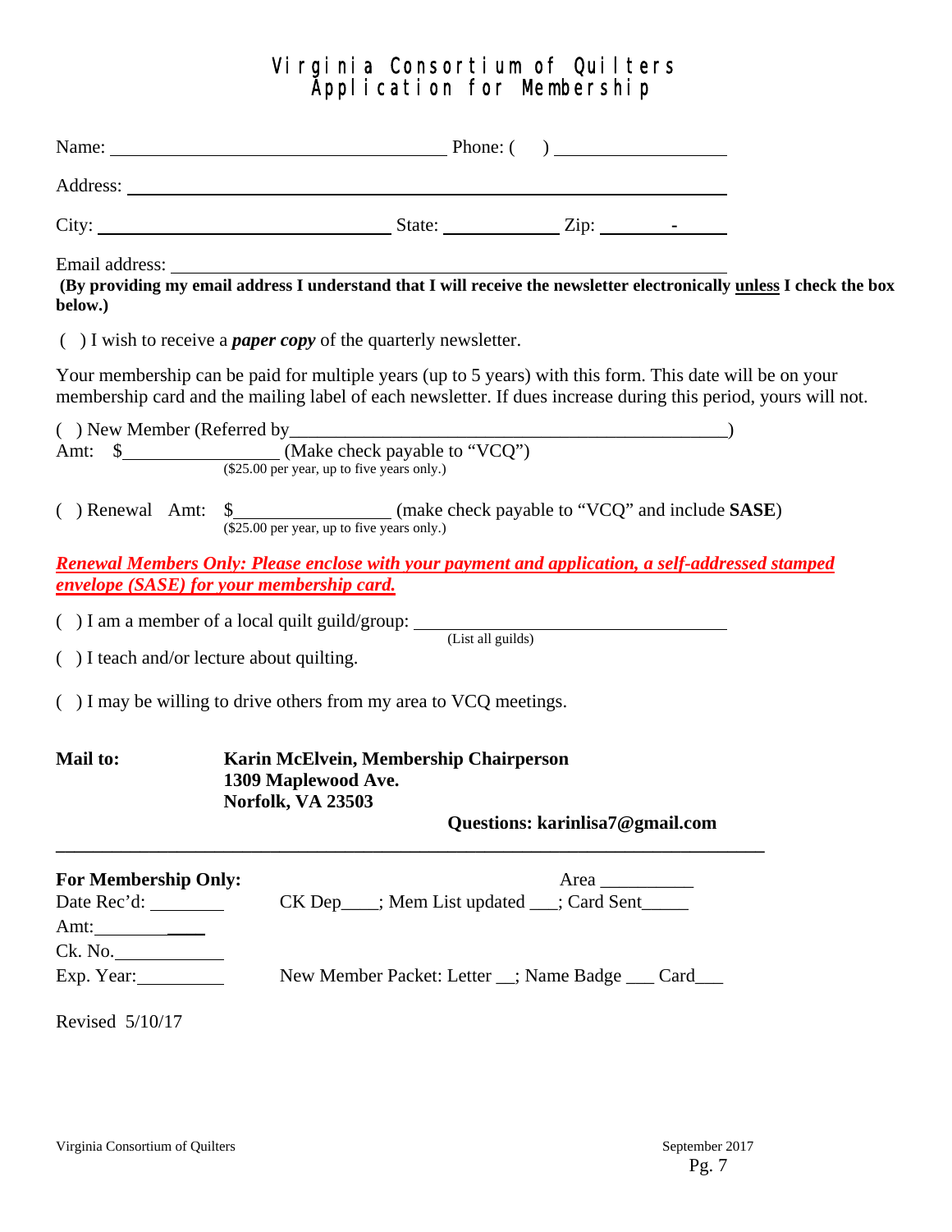# Virginia Consortium of Quilters
## Application for Membership

Name: ________________________________ Phone: (    ) ________________

Address: ______________________________________________________

City: __________________________ State: __________ Zip: _______-_____

Email address: ____________________________________________________

**(By providing my email address I understand that I will receive the newsletter electronically unless I check the box below.)**

(  ) I wish to receive a ***paper copy*** of the quarterly newsletter.

Your membership can be paid for multiple years (up to 5 years) with this form. This date will be on your membership card and the mailing label of each newsletter. If dues increase during this period, yours will not.

(  ) New Member (Referred by_________________________________________)
Amt:  $______________ (Make check payable to "VCQ")
($25.00 per year, up to five years only.)

(  ) Renewal  Amt:  $______________ (make check payable to "VCQ" and include **SASE**)
($25.00 per year, up to five years only.)

***Renewal Members Only: Please enclose with your payment and application, a self-addressed stamped envelope (SASE) for your membership card.***

(  ) I am a member of a local quilt guild/group: ___________________________
(List all guilds)

(  ) I teach and/or lecture about quilting.

(  ) I may be willing to drive others from my area to VCQ meetings.

**Mail to:** **Karin McElvein, Membership Chairperson**
**1309 Maplewood Ave.**
**Norfolk, VA 23503**

**Questions: karinlisa7@gmail.com**

---

**For Membership Only:** Area __________

Date Rec'd: ________  CK Dep____; Mem List updated ___; Card Sent_____

Amt:____________

Ck. No.____________

Exp. Year:_________  New Member Packet: Letter __; Name Badge ___ Card___

Revised 5/10/17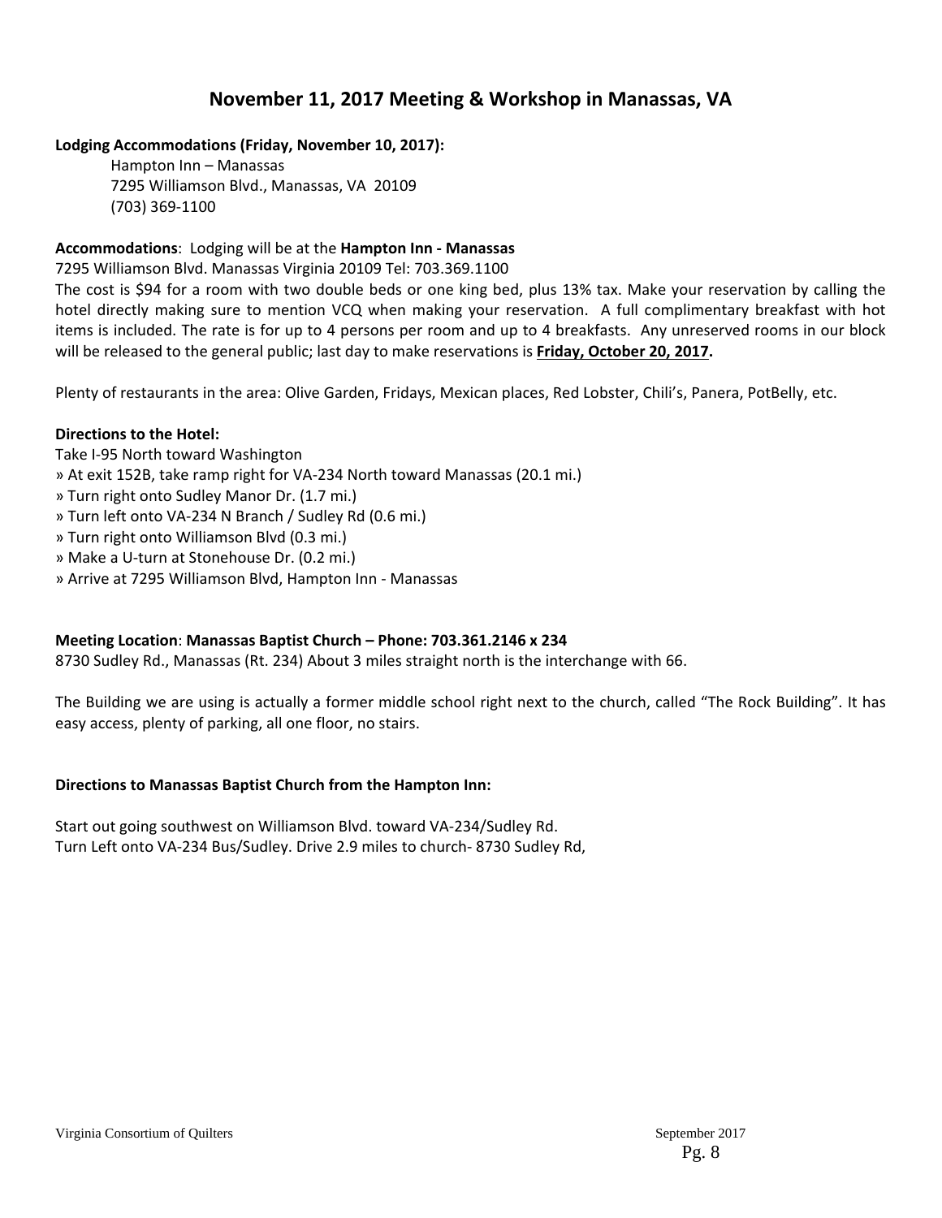## November 11, 2017 Meeting & Workshop in Manassas, VA

**Lodging Accommodations (Friday, November 10, 2017):**

Hampton Inn – Manassas
7295 Williamson Blvd., Manassas, VA 20109
(703) 369-1100

**Accommodations**: Lodging will be at the **Hampton Inn - Manassas**
7295 Williamson Blvd. Manassas Virginia 20109 Tel: 703.369.1100
The cost is $94 for a room with two double beds or one king bed, plus 13% tax. Make your reservation by calling the hotel directly making sure to mention VCQ when making your reservation. A full complimentary breakfast with hot items is included. The rate is for up to 4 persons per room and up to 4 breakfasts. Any unreserved rooms in our block will be released to the general public; last day to make reservations is **<u>Friday, October 20, 2017</u>.**

Plenty of restaurants in the area: Olive Garden, Fridays, Mexican places, Red Lobster, Chili's, Panera, PotBelly, etc.

**Directions to the Hotel:**
Take I-95 North toward Washington
» At exit 152B, take ramp right for VA-234 North toward Manassas (20.1 mi.)
» Turn right onto Sudley Manor Dr. (1.7 mi.)
» Turn left onto VA-234 N Branch / Sudley Rd (0.6 mi.)
» Turn right onto Williamson Blvd (0.3 mi.)
» Make a U-turn at Stonehouse Dr. (0.2 mi.)
» Arrive at 7295 Williamson Blvd, Hampton Inn - Manassas

**Meeting Location**: **Manassas Baptist Church – Phone: 703.361.2146 x 234**
8730 Sudley Rd., Manassas (Rt. 234) About 3 miles straight north is the interchange with 66.

The Building we are using is actually a former middle school right next to the church, called "The Rock Building". It has easy access, plenty of parking, all one floor, no stairs.

**Directions to Manassas Baptist Church from the Hampton Inn:**

Start out going southwest on Williamson Blvd. toward VA-234/Sudley Rd.
Turn Left onto VA-234 Bus/Sudley. Drive 2.9 miles to church- 8730 Sudley Rd,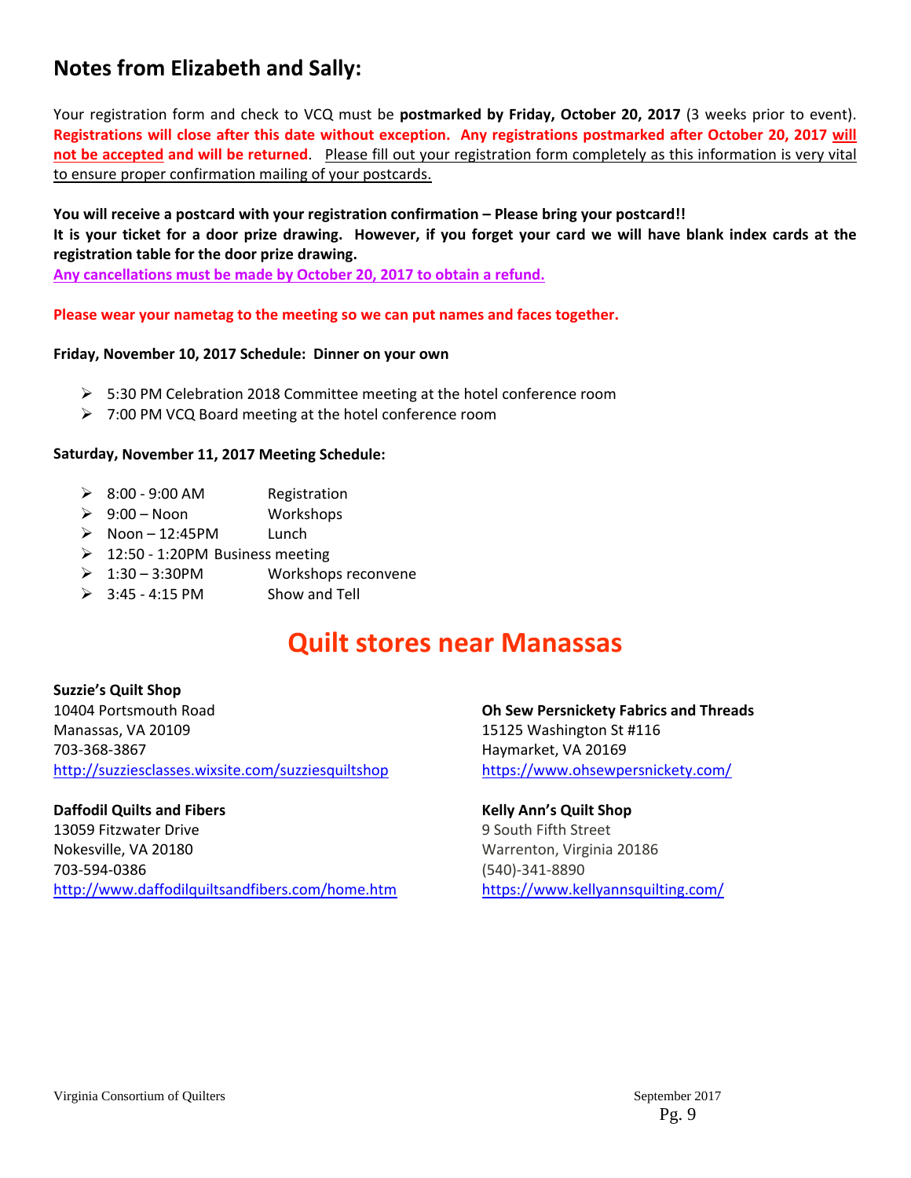## Notes from Elizabeth and Sally:

Your registration form and check to VCQ must be **postmarked by Friday, October 20, 2017** (3 weeks prior to event). **Registrations will close after this date without exception. Any registrations postmarked after October 20, 2017 will not be accepted and will be returned**. Please fill out your registration form completely as this information is very vital to ensure proper confirmation mailing of your postcards.

**You will receive a postcard with your registration confirmation – Please bring your postcard!!**
**It is your ticket for a door prize drawing. However, if you forget your card we will have blank index cards at the registration table for the door prize drawing.**
**Any cancellations must be made by October 20, 2017 to obtain a refund.**

**Please wear your nametag to the meeting so we can put names and faces together.**

**Friday, November 10, 2017 Schedule: Dinner on your own**

- 5:30 PM Celebration 2018 Committee meeting at the hotel conference room
- 7:00 PM VCQ Board meeting at the hotel conference room

**Saturday, November 11, 2017 Meeting Schedule:**

- 8:00 - 9:00 AM Registration
- 9:00 – Noon Workshops
- Noon – 12:45PM Lunch
- 12:50 - 1:20PM Business meeting
- 1:30 – 3:30PM Workshops reconvene
- 3:45 - 4:15 PM Show and Tell

# Quilt stores near Manassas

**Suzzie's Quilt Shop**
10404 Portsmouth Road
Manassas, VA 20109
703-368-3867
http://suzziesclasses.wixsite.com/suzziesquiltshop

**Daffodil Quilts and Fibers**
13059 Fitzwater Drive
Nokesville, VA 20180
703-594-0386
http://www.daffodilquiltsandfibers.com/home.htm

**Oh Sew Persnickety Fabrics and Threads**
15125 Washington St #116
Haymarket, VA 20169
https://www.ohsewpersnickety.com/

**Kelly Ann's Quilt Shop**
9 South Fifth Street
Warrenton, Virginia 20186
(540)-341-8890
https://www.kellyannsquilting.com/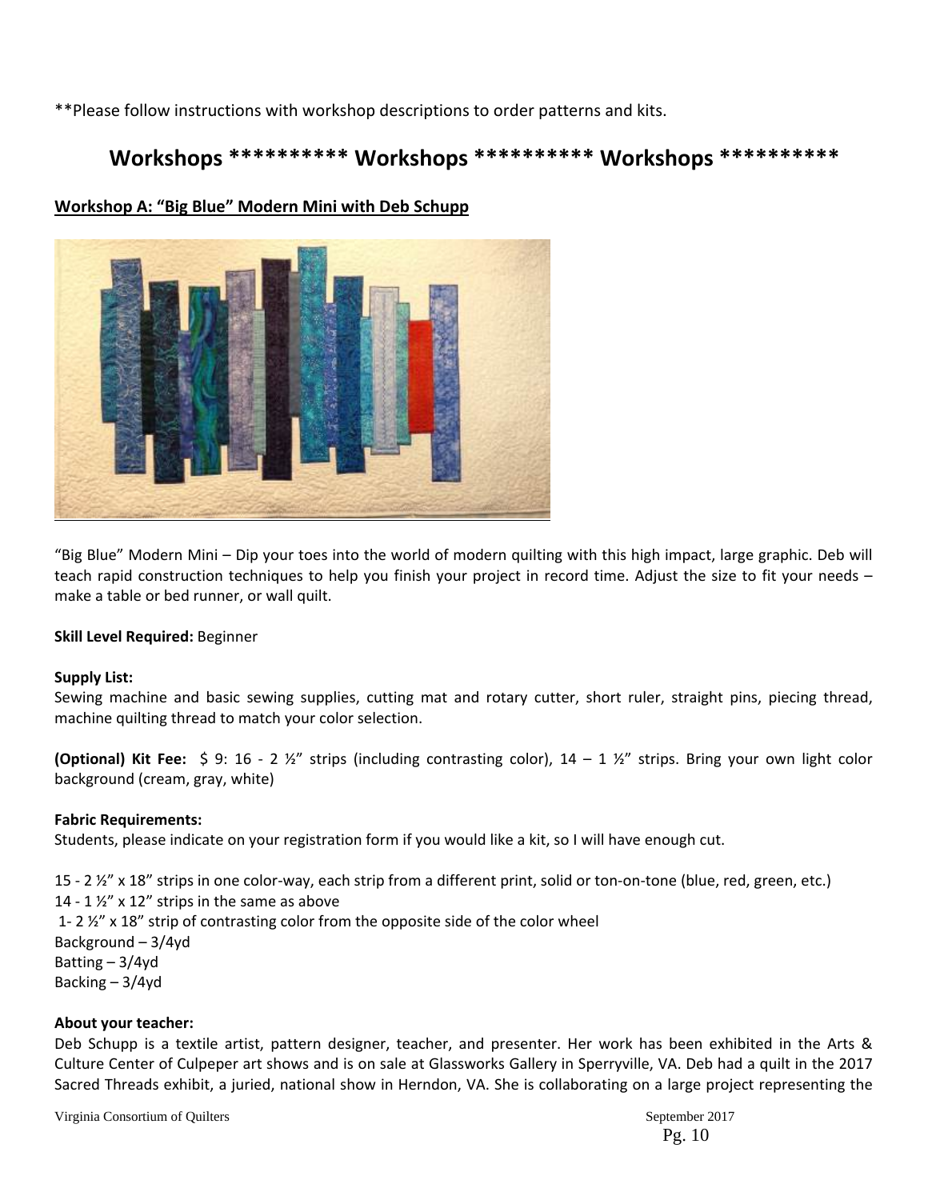**Please follow instructions with workshop descriptions to order patterns and kits.

## Workshops ********** Workshops ********** Workshops **********

### Workshop A: "Big Blue" Modern Mini with Deb Schupp

"Big Blue" Modern Mini – Dip your toes into the world of modern quilting with this high impact, large graphic. Deb will teach rapid construction techniques to help you finish your project in record time. Adjust the size to fit your needs – make a table or bed runner, or wall quilt.

**Skill Level Required:** Beginner

**Supply List:**
Sewing machine and basic sewing supplies, cutting mat and rotary cutter, short ruler, straight pins, piecing thread, machine quilting thread to match your color selection.

**(Optional) Kit Fee:** $ 9: 16 - 2 ½" strips (including contrasting color), 14 – 1 ½" strips. Bring your own light color background (cream, gray, white)

**Fabric Requirements:**
Students, please indicate on your registration form if you would like a kit, so I will have enough cut.

15 - 2 ½" x 18" strips in one color-way, each strip from a different print, solid or ton-on-tone (blue, red, green, etc.)
14 - 1 ½" x 12" strips in the same as above
1- 2 ½" x 18" strip of contrasting color from the opposite side of the color wheel
Background – 3/4yd
Batting – 3/4yd
Backing – 3/4yd

**About your teacher:**
Deb Schupp is a textile artist, pattern designer, teacher, and presenter. Her work has been exhibited in the Arts & Culture Center of Culpeper art shows and is on sale at Glassworks Gallery in Sperryville, VA. Deb had a quilt in the 2017 Sacred Threads exhibit, a juried, national show in Herndon, VA. She is collaborating on a large project representing the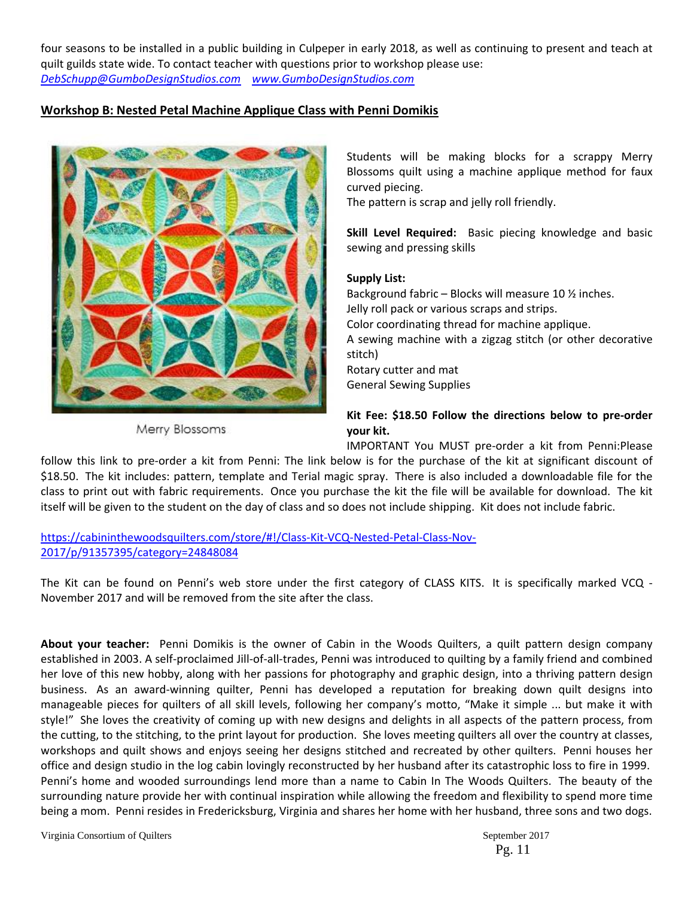four seasons to be installed in a public building in Culpeper in early 2018, as well as continuing to present and teach at quilt guilds state wide. To contact teacher with questions prior to workshop please use: *DebSchupp@GumboDesignStudios.com* *www.GumboDesignStudios.com*

## Workshop B: Nested Petal Machine Applique Class with Penni Domikis

Merry Blossoms

Students will be making blocks for a scrappy Merry Blossoms quilt using a machine applique method for faux curved piecing.
The pattern is scrap and jelly roll friendly.

**Skill Level Required:** Basic piecing knowledge and basic sewing and pressing skills

**Supply List:**
Background fabric – Blocks will measure 10 ½ inches.
Jelly roll pack or various scraps and strips.
Color coordinating thread for machine applique.
A sewing machine with a zigzag stitch (or other decorative stitch)
Rotary cutter and mat
General Sewing Supplies

**Kit Fee: $18.50 Follow the directions below to pre-order your kit.**

IMPORTANT You MUST pre-order a kit from Penni:Please follow this link to pre-order a kit from Penni: The link below is for the purchase of the kit at significant discount of $18.50. The kit includes: pattern, template and Terial magic spray. There is also included a downloadable file for the class to print out with fabric requirements. Once you purchase the kit the file will be available for download. The kit itself will be given to the student on the day of class and so does not include shipping. Kit does not include fabric.

https://cabininthewoodsquilters.com/store/#!/Class-Kit-VCQ-Nested-Petal-Class-Nov-2017/p/91357395/category=24848084

The Kit can be found on Penni's web store under the first category of CLASS KITS. It is specifically marked VCQ - November 2017 and will be removed from the site after the class.

**About your teacher:** Penni Domikis is the owner of Cabin in the Woods Quilters, a quilt pattern design company established in 2003. A self-proclaimed Jill-of-all-trades, Penni was introduced to quilting by a family friend and combined her love of this new hobby, along with her passions for photography and graphic design, into a thriving pattern design business. As an award-winning quilter, Penni has developed a reputation for breaking down quilt designs into manageable pieces for quilters of all skill levels, following her company's motto, "Make it simple ... but make it with style!" She loves the creativity of coming up with new designs and delights in all aspects of the pattern process, from the cutting, to the stitching, to the print layout for production. She loves meeting quilters all over the country at classes, workshops and quilt shows and enjoys seeing her designs stitched and recreated by other quilters. Penni houses her office and design studio in the log cabin lovingly reconstructed by her husband after its catastrophic loss to fire in 1999. Penni's home and wooded surroundings lend more than a name to Cabin In The Woods Quilters. The beauty of the surrounding nature provide her with continual inspiration while allowing the freedom and flexibility to spend more time being a mom. Penni resides in Fredericksburg, Virginia and shares her home with her husband, three sons and two dogs.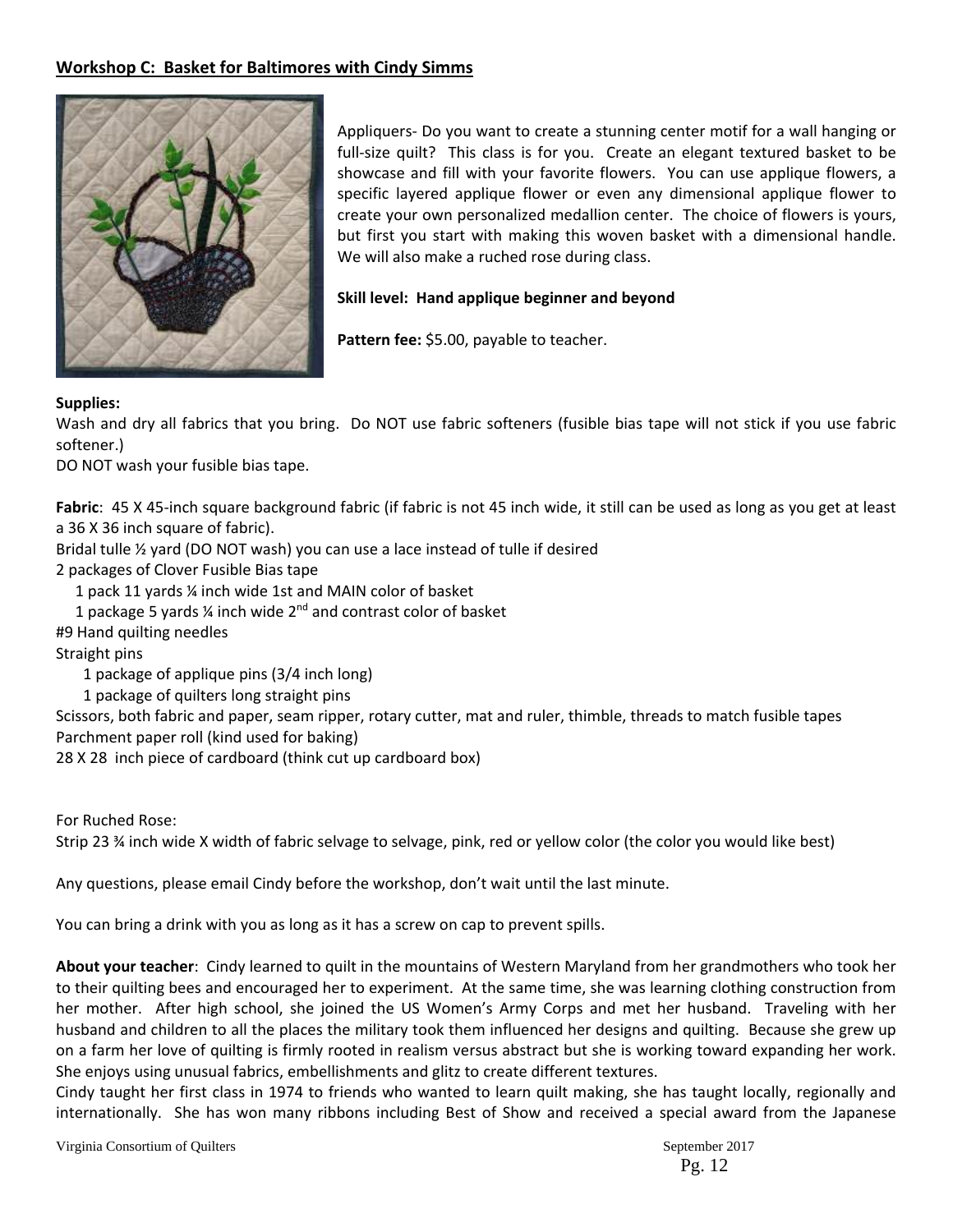## Workshop C: Basket for Baltimores with Cindy Simms

Appliquers- Do you want to create a stunning center motif for a wall hanging or full-size quilt? This class is for you. Create an elegant textured basket to be showcase and fill with your favorite flowers. You can use applique flowers, a specific layered applique flower or even any dimensional applique flower to create your own personalized medallion center. The choice of flowers is yours, but first you start with making this woven basket with a dimensional handle. We will also make a ruched rose during class.

**Skill level: Hand applique beginner and beyond**

**Pattern fee:** $5.00, payable to teacher.

**Supplies:**

Wash and dry all fabrics that you bring. Do NOT use fabric softeners (fusible bias tape will not stick if you use fabric softener.)

DO NOT wash your fusible bias tape.

**Fabric**: 45 X 45-inch square background fabric (if fabric is not 45 inch wide, it still can be used as long as you get at least a 36 X 36 inch square of fabric).

Bridal tulle ½ yard (DO NOT wash) you can use a lace instead of tulle if desired

2 packages of Clover Fusible Bias tape

- 1 pack 11 yards ¼ inch wide 1st and MAIN color of basket
- 1 package 5 yards ¼ inch wide 2nd and contrast color of basket

#9 Hand quilting needles

Straight pins

- 1 package of applique pins (3/4 inch long)
- 1 package of quilters long straight pins

Scissors, both fabric and paper, seam ripper, rotary cutter, mat and ruler, thimble, threads to match fusible tapes

Parchment paper roll (kind used for baking)

28 X 28 inch piece of cardboard (think cut up cardboard box)

For Ruched Rose:

Strip 23 ¾ inch wide X width of fabric selvage to selvage, pink, red or yellow color (the color you would like best)

Any questions, please email Cindy before the workshop, don't wait until the last minute.

You can bring a drink with you as long as it has a screw on cap to prevent spills.

**About your teacher**: Cindy learned to quilt in the mountains of Western Maryland from her grandmothers who took her to their quilting bees and encouraged her to experiment. At the same time, she was learning clothing construction from her mother. After high school, she joined the US Women's Army Corps and met her husband. Traveling with her husband and children to all the places the military took them influenced her designs and quilting. Because she grew up on a farm her love of quilting is firmly rooted in realism versus abstract but she is working toward expanding her work. She enjoys using unusual fabrics, embellishments and glitz to create different textures.

Cindy taught her first class in 1974 to friends who wanted to learn quilt making, she has taught locally, regionally and internationally. She has won many ribbons including Best of Show and received a special award from the Japanese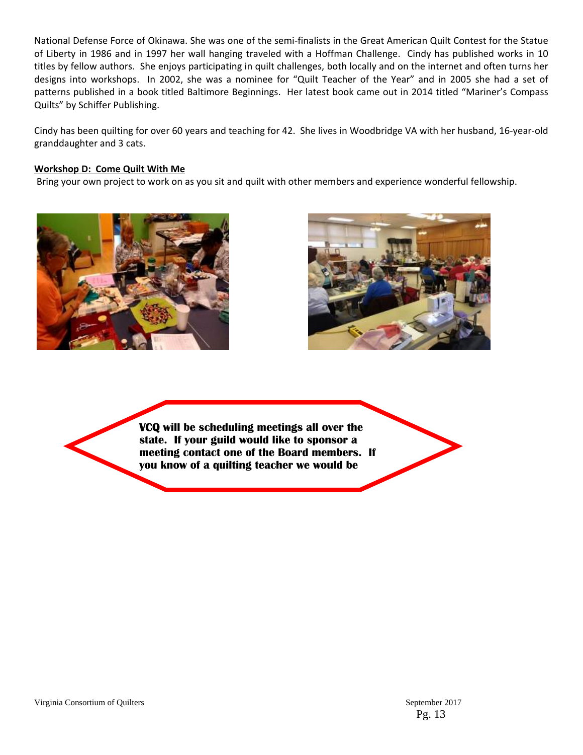National Defense Force of Okinawa. She was one of the semi-finalists in the Great American Quilt Contest for the Statue of Liberty in 1986 and in 1997 her wall hanging traveled with a Hoffman Challenge. Cindy has published works in 10 titles by fellow authors. She enjoys participating in quilt challenges, both locally and on the internet and often turns her designs into workshops. In 2002, she was a nominee for "Quilt Teacher of the Year" and in 2005 she had a set of patterns published in a book titled Baltimore Beginnings. Her latest book came out in 2014 titled "Mariner's Compass Quilts" by Schiffer Publishing.

Cindy has been quilting for over 60 years and teaching for 42. She lives in Woodbridge VA with her husband, 16-year-old granddaughter and 3 cats.

**Workshop D: Come Quilt With Me**

Bring your own project to work on as you sit and quilt with other members and experience wonderful fellowship.

**VCQ will be scheduling meetings all over the state. If your guild would like to sponsor a meeting contact one of the Board members. If you know of a quilting teacher we would be**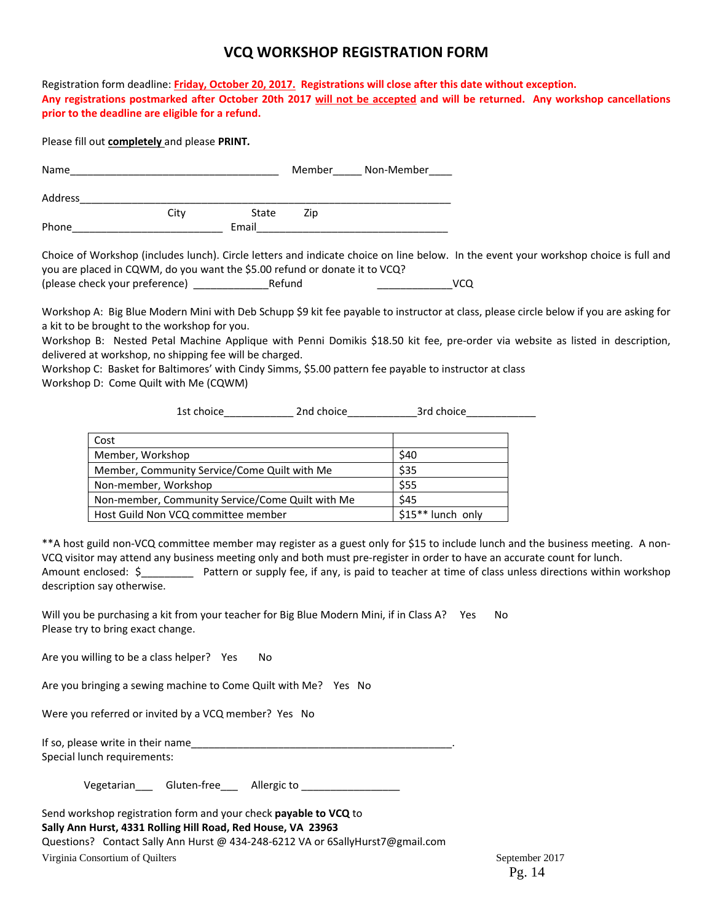# VCQ WORKSHOP REGISTRATION FORM

Registration form deadline: **Friday, October 20, 2017. Registrations will close after this date without exception. Any registrations postmarked after October 20th 2017 will not be accepted and will be returned. Any workshop cancellations prior to the deadline are eligible for a refund.**

Please fill out **completely** and please **PRINT.**

Name_____________________________________ Member_____ Non-Member____

Address_________________________________________________________________

City State Zip

Phone__________________________ Email_________________________________

Choice of Workshop (includes lunch). Circle letters and indicate choice on line below. In the event your workshop choice is full and you are placed in CQWM, do you want the $5.00 refund or donate it to VCQ?
(please check your preference) _____________Refund _____________VCQ

Workshop A: Big Blue Modern Mini with Deb Schupp $9 kit fee payable to instructor at class, please circle below if you are asking for a kit to be brought to the workshop for you.
Workshop B: Nested Petal Machine Applique with Penni Domikis $18.50 kit fee, pre-order via website as listed in description, delivered at workshop, no shipping fee will be charged.
Workshop C: Basket for Baltimores' with Cindy Simms, $5.00 pattern fee payable to instructor at class
Workshop D: Come Quilt with Me (CQWM)

1st choice____________ 2nd choice____________3rd choice____________

| Cost | |
|---|---|
| Member, Workshop | $40 |
| Member, Community Service/Come Quilt with Me | $35 |
| Non-member, Workshop | $55 |
| Non-member, Community Service/Come Quilt with Me | $45 |
| Host Guild Non VCQ committee member | $15** lunch only |

**A host guild non-VCQ committee member may register as a guest only for $15 to include lunch and the business meeting. A non-VCQ visitor may attend any business meeting only and both must pre-register in order to have an accurate count for lunch.
Amount enclosed: $_________ Pattern or supply fee, if any, is paid to teacher at time of class unless directions within workshop description say otherwise.

Will you be purchasing a kit from your teacher for Big Blue Modern Mini, if in Class A? Yes No
Please try to bring exact change.

Are you willing to be a class helper? Yes No

Are you bringing a sewing machine to Come Quilt with Me? Yes No

Were you referred or invited by a VCQ member? Yes No

If so, please write in their name_____________________________________________.
Special lunch requirements:

Vegetarian___ Gluten-free___ Allergic to _________________

Send workshop registration form and your check **payable to VCQ** to
**Sally Ann Hurst, 4331 Rolling Hill Road, Red House, VA 23963**
Questions? Contact Sally Ann Hurst @ 434-248-6212 VA or 6SallyHurst7@gmail.com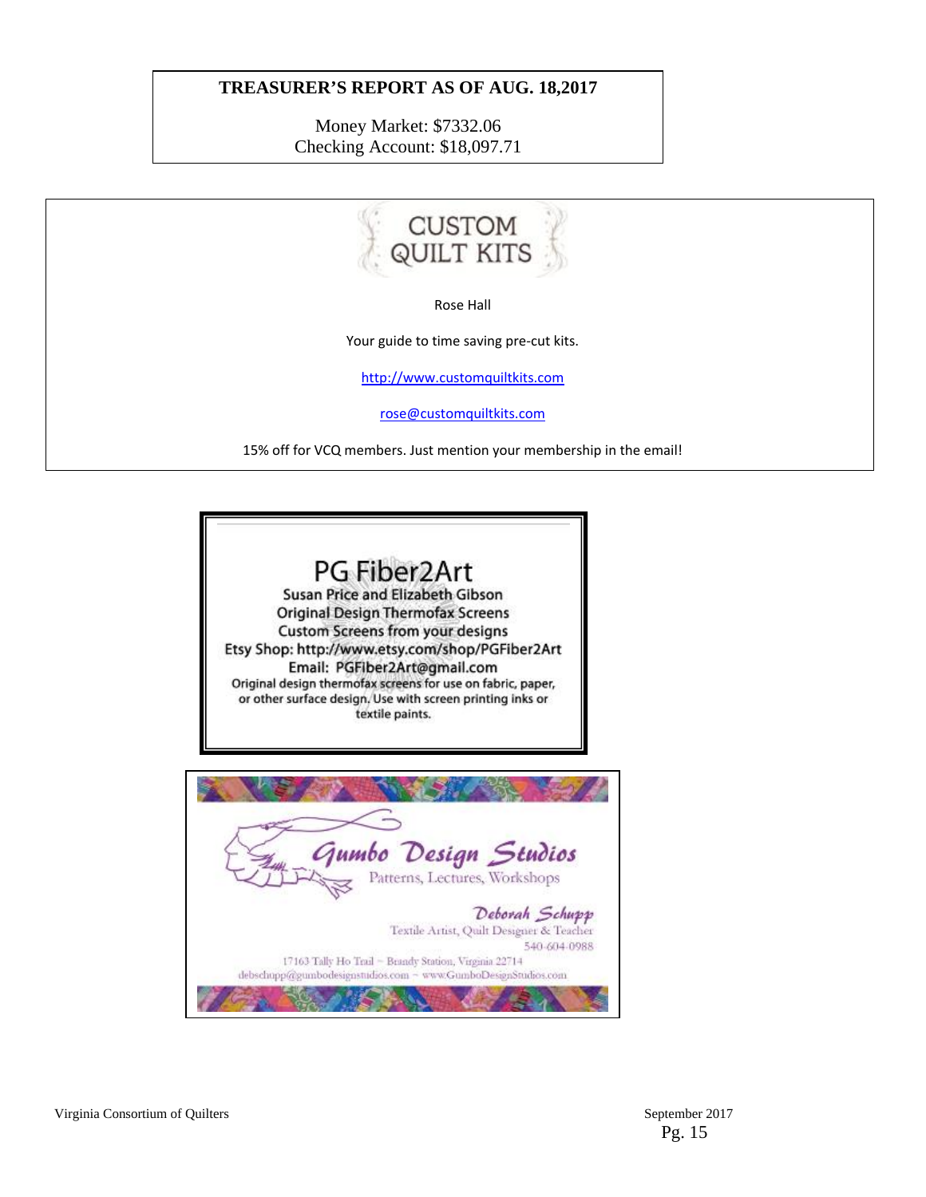**TREASURER'S REPORT AS OF AUG. 18,2017**

Money Market: $7332.06
Checking Account: $18,097.71

---

CUSTOM QUILT KITS

Rose Hall

Your guide to time saving pre-cut kits.

http://www.customquiltkits.com

rose@customquiltkits.com

15% off for VCQ members. Just mention your membership in the email!

---

PG Fiber2Art

Susan Price and Elizabeth Gibson
Original Design Thermofax Screens
Custom Screens from your designs
Etsy Shop: http://www.etsy.com/shop/PGFiber2Art
Email: PGFiber2Art@gmail.com
Original design thermofax screens for use on fabric, paper, or other surface design. Use with screen printing inks or textile paints.

---

Gumbo Design Studios
Patterns, Lectures, Workshops

Deborah Schupp
Textile Artist, Quilt Designer & Teacher
540-604-0988

17163 Tally Ho Trail ~ Brandy Station, Virginia 22714
debschupp@gumbodesignstudios.com ~ www.GumboDesignStudios.com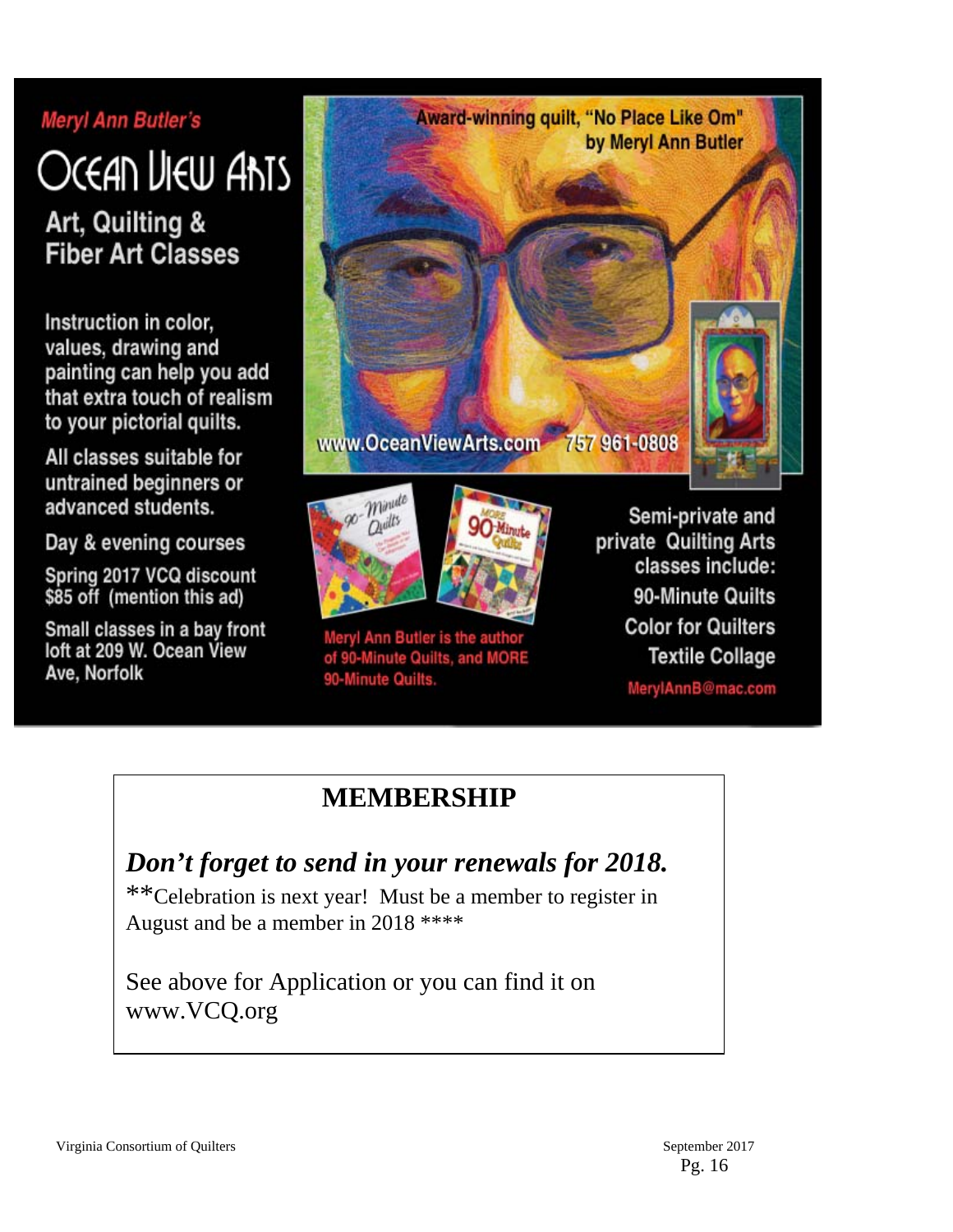Meryl Ann Butler's

# Ocean View Arts

## Art, Quilting & Fiber Art Classes

Instruction in color, values, drawing and painting can help you add that extra touch of realism to your pictorial quilts.

All classes suitable for untrained beginners or advanced students.

Day & evening courses

Spring 2017 VCQ discount $85 off (mention this ad)

Small classes in a bay front loft at 209 W. Ocean View Ave, Norfolk

Award-winning quilt, "No Place Like Om" by Meryl Ann Butler

www.OceanViewArts.com 757 961-0808

Meryl Ann Butler is the author of 90-Minute Quilts, and MORE 90-Minute Quilts.

Semi-private and private Quilting Arts classes include:

90-Minute Quilts

Color for Quilters

Textile Collage

MerylAnnB@mac.com

## MEMBERSHIP

***Don't forget to send in your renewals for 2018.***

**Celebration is next year! Must be a member to register in August and be a member in 2018 ****

See above for Application or you can find it on www.VCQ.org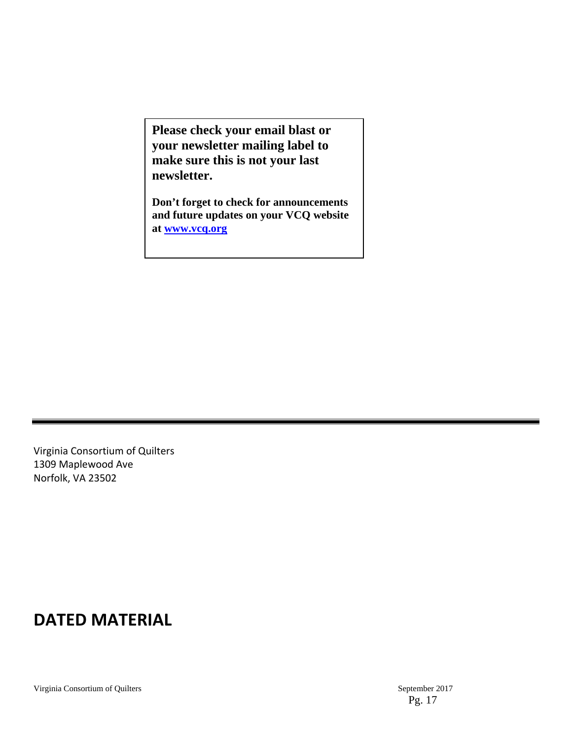**Please check your email blast or your newsletter mailing label to make sure this is not your last newsletter.**

**Don't forget to check for announcements and future updates on your VCQ website at [www.vcq.org](http://www.vcq.org)**

---

Virginia Consortium of Quilters
1309 Maplewood Ave
Norfolk, VA 23502

# DATED MATERIAL